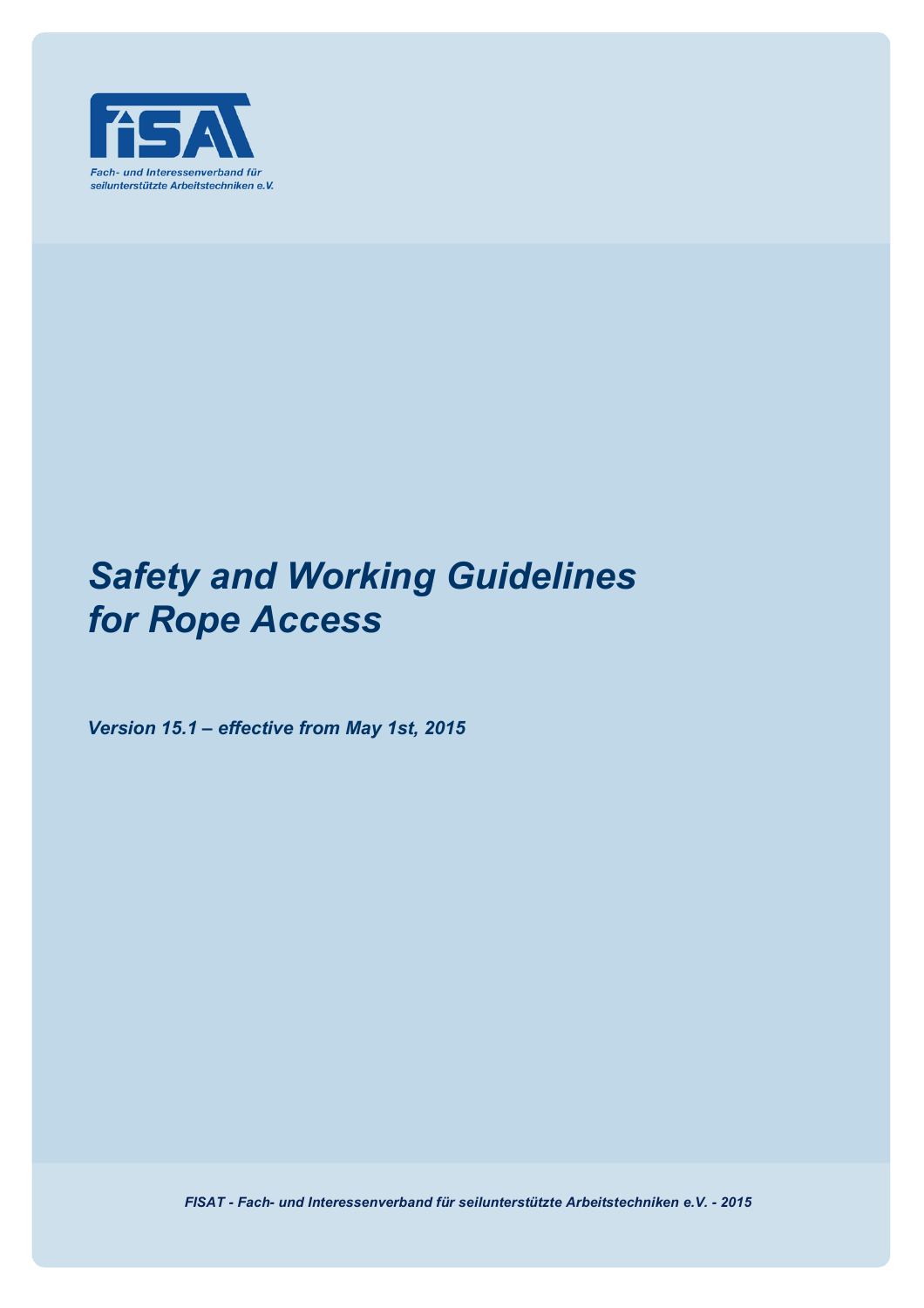FISAT

*Fach- und Interessenverband für seilunterstützte Arbeitstechniken e.V.*

# *Safety and Working Guidelines for Rope Access*

***Version 15.1 – effective from May 1st, 2015***

***FISAT - Fach- und Interessenverband für seilunterstützte Arbeitstechniken e.V. - 2015***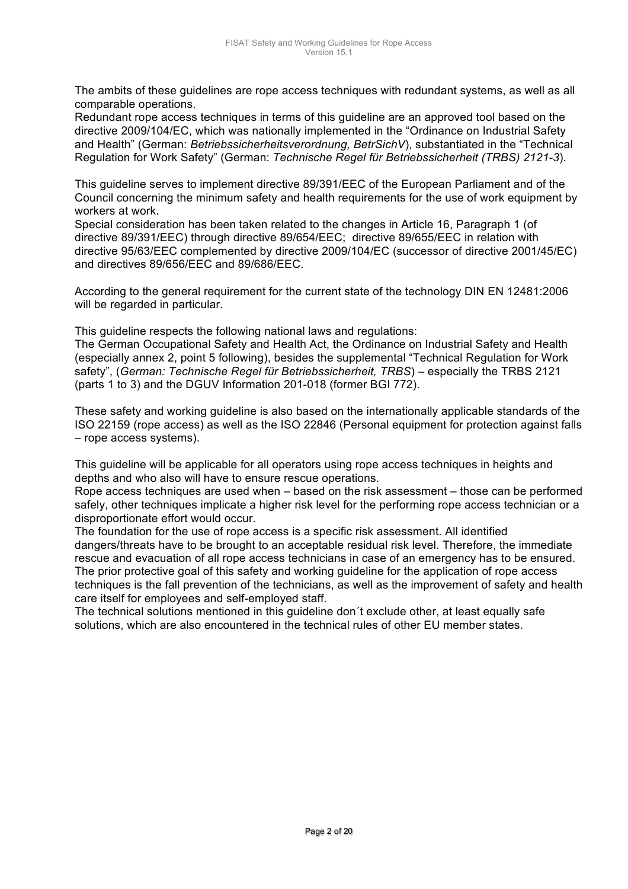The ambits of these guidelines are rope access techniques with redundant systems, as well as all comparable operations.
Redundant rope access techniques in terms of this guideline are an approved tool based on the directive 2009/104/EC, which was nationally implemented in the "Ordinance on Industrial Safety and Health" (German: *Betriebssicherheitsverordnung, BetrSichV*), substantiated in the "Technical Regulation for Work Safety" (German: *Technische Regel für Betriebssicherheit (TRBS) 2121-3*).

This guideline serves to implement directive 89/391/EEC of the European Parliament and of the Council concerning the minimum safety and health requirements for the use of work equipment by workers at work.
Special consideration has been taken related to the changes in Article 16, Paragraph 1 (of directive 89/391/EEC) through directive 89/654/EEC; directive 89/655/EEC in relation with directive 95/63/EEC complemented by directive 2009/104/EC (successor of directive 2001/45/EC) and directives 89/656/EEC and 89/686/EEC.

According to the general requirement for the current state of the technology DIN EN 12481:2006 will be regarded in particular.

This guideline respects the following national laws and regulations:
The German Occupational Safety and Health Act, the Ordinance on Industrial Safety and Health (especially annex 2, point 5 following), besides the supplemental "Technical Regulation for Work safety", (*German: Technische Regel für Betriebssicherheit, TRBS*) – especially the TRBS 2121 (parts 1 to 3) and the DGUV Information 201-018 (former BGI 772).

These safety and working guideline is also based on the internationally applicable standards of the ISO 22159 (rope access) as well as the ISO 22846 (Personal equipment for protection against falls – rope access systems).

This guideline will be applicable for all operators using rope access techniques in heights and depths and who also will have to ensure rescue operations.
Rope access techniques are used when – based on the risk assessment – those can be performed safely, other techniques implicate a higher risk level for the performing rope access technician or a disproportionate effort would occur.
The foundation for the use of rope access is a specific risk assessment. All identified dangers/threats have to be brought to an acceptable residual risk level. Therefore, the immediate rescue and evacuation of all rope access technicians in case of an emergency has to be ensured.
The prior protective goal of this safety and working guideline for the application of rope access techniques is the fall prevention of the technicians, as well as the improvement of safety and health care itself for employees and self-employed staff.
The technical solutions mentioned in this guideline don´t exclude other, at least equally safe solutions, which are also encountered in the technical rules of other EU member states.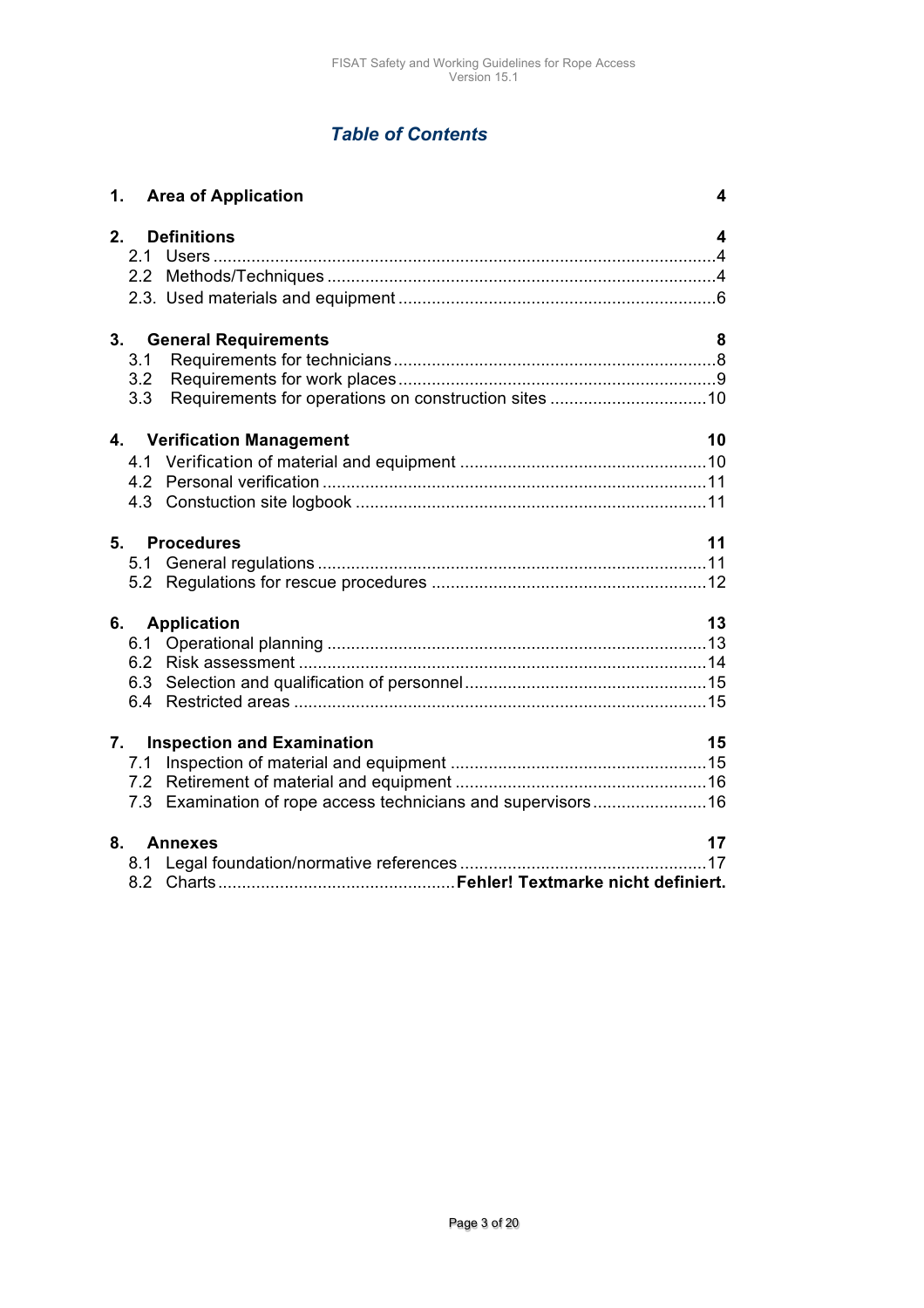# *Table of Contents*

**1. Area of Application** **4**

**2. Definitions** **4**

- 2.1 Users ....4
- 2.2 Methods/Techniques ....4
- 2.3. Used materials and equipment ....6

**3. General Requirements** **8**

- 3.1 Requirements for technicians ....8
- 3.2 Requirements for work places ....9
- 3.3 Requirements for operations on construction sites ....10

**4. Verification Management** **10**

- 4.1 Verification of material and equipment ....10
- 4.2 Personal verification ....11
- 4.3 Constuction site logbook ....11

**5. Procedures** **11**

- 5.1 General regulations ....11
- 5.2 Regulations for rescue procedures ....12

**6. Application** **13**

- 6.1 Operational planning ....13
- 6.2 Risk assessment ....14
- 6.3 Selection and qualification of personnel ....15
- 6.4 Restricted areas ....15

**7. Inspection and Examination** **15**

- 7.1 Inspection of material and equipment ....15
- 7.2 Retirement of material and equipment ....16
- 7.3 Examination of rope access technicians and supervisors ....16

**8. Annexes** **17**

- 8.1 Legal foundation/normative references ....17
- 8.2 Charts ....**Fehler! Textmarke nicht definiert.**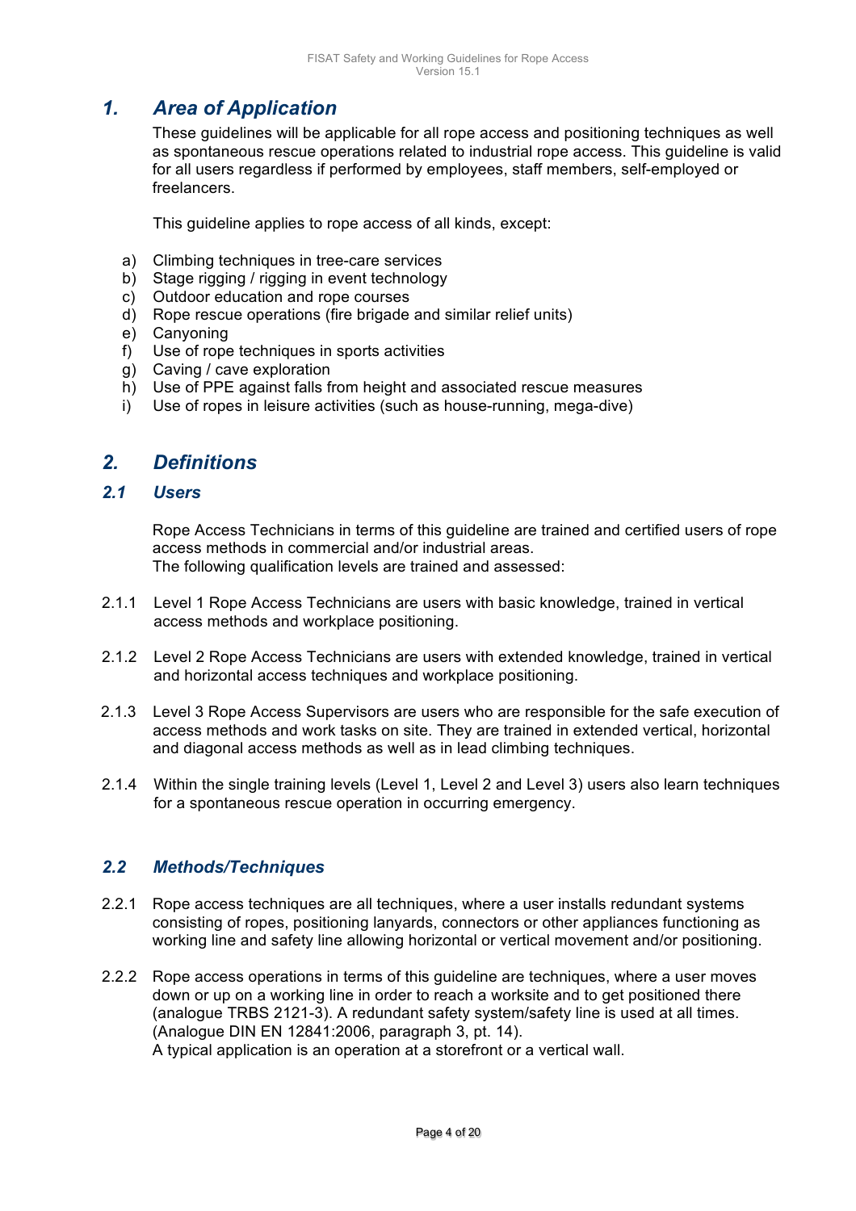# 1. Area of Application

These guidelines will be applicable for all rope access and positioning techniques as well as spontaneous rescue operations related to industrial rope access. This guideline is valid for all users regardless if performed by employees, staff members, self-employed or freelancers.

This guideline applies to rope access of all kinds, except:

a) Climbing techniques in tree-care services
b) Stage rigging / rigging in event technology
c) Outdoor education and rope courses
d) Rope rescue operations (fire brigade and similar relief units)
e) Canyoning
f) Use of rope techniques in sports activities
g) Caving / cave exploration
h) Use of PPE against falls from height and associated rescue measures
i) Use of ropes in leisure activities (such as house-running, mega-dive)

# 2. Definitions

## 2.1 Users

Rope Access Technicians in terms of this guideline are trained and certified users of rope access methods in commercial and/or industrial areas.
The following qualification levels are trained and assessed:

2.1.1 Level 1 Rope Access Technicians are users with basic knowledge, trained in vertical access methods and workplace positioning.

2.1.2 Level 2 Rope Access Technicians are users with extended knowledge, trained in vertical and horizontal access techniques and workplace positioning.

2.1.3 Level 3 Rope Access Supervisors are users who are responsible for the safe execution of access methods and work tasks on site. They are trained in extended vertical, horizontal and diagonal access methods as well as in lead climbing techniques.

2.1.4 Within the single training levels (Level 1, Level 2 and Level 3) users also learn techniques for a spontaneous rescue operation in occurring emergency.

## 2.2 Methods/Techniques

2.2.1 Rope access techniques are all techniques, where a user installs redundant systems consisting of ropes, positioning lanyards, connectors or other appliances functioning as working line and safety line allowing horizontal or vertical movement and/or positioning.

2.2.2 Rope access operations in terms of this guideline are techniques, where a user moves down or up on a working line in order to reach a worksite and to get positioned there (analogue TRBS 2121-3). A redundant safety system/safety line is used at all times. (Analogue DIN EN 12841:2006, paragraph 3, pt. 14).
A typical application is an operation at a storefront or a vertical wall.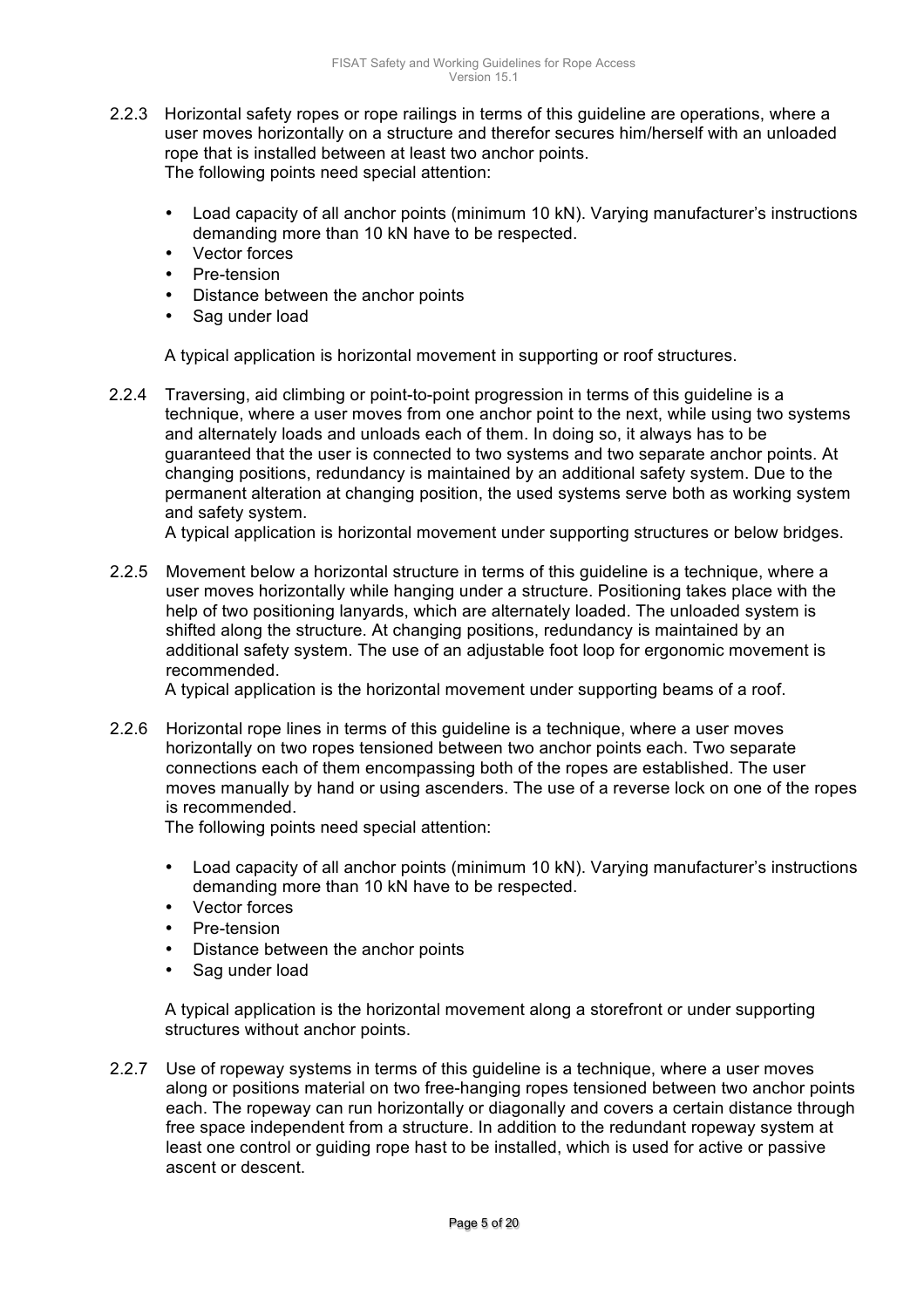2.2.3 Horizontal safety ropes or rope railings in terms of this guideline are operations, where a user moves horizontally on a structure and therefor secures him/herself with an unloaded rope that is installed between at least two anchor points.
The following points need special attention:

- Load capacity of all anchor points (minimum 10 kN). Varying manufacturer's instructions demanding more than 10 kN have to be respected.
- Vector forces
- Pre-tension
- Distance between the anchor points
- Sag under load

A typical application is horizontal movement in supporting or roof structures.

2.2.4 Traversing, aid climbing or point-to-point progression in terms of this guideline is a technique, where a user moves from one anchor point to the next, while using two systems and alternately loads and unloads each of them. In doing so, it always has to be guaranteed that the user is connected to two systems and two separate anchor points. At changing positions, redundancy is maintained by an additional safety system. Due to the permanent alteration at changing position, the used systems serve both as working system and safety system.
A typical application is horizontal movement under supporting structures or below bridges.

2.2.5 Movement below a horizontal structure in terms of this guideline is a technique, where a user moves horizontally while hanging under a structure. Positioning takes place with the help of two positioning lanyards, which are alternately loaded. The unloaded system is shifted along the structure. At changing positions, redundancy is maintained by an additional safety system. The use of an adjustable foot loop for ergonomic movement is recommended.
A typical application is the horizontal movement under supporting beams of a roof.

2.2.6 Horizontal rope lines in terms of this guideline is a technique, where a user moves horizontally on two ropes tensioned between two anchor points each. Two separate connections each of them encompassing both of the ropes are established. The user moves manually by hand or using ascenders. The use of a reverse lock on one of the ropes is recommended.
The following points need special attention:

- Load capacity of all anchor points (minimum 10 kN). Varying manufacturer's instructions demanding more than 10 kN have to be respected.
- Vector forces
- Pre-tension
- Distance between the anchor points
- Sag under load

A typical application is the horizontal movement along a storefront or under supporting structures without anchor points.

2.2.7 Use of ropeway systems in terms of this guideline is a technique, where a user moves along or positions material on two free-hanging ropes tensioned between two anchor points each. The ropeway can run horizontally or diagonally and covers a certain distance through free space independent from a structure. In addition to the redundant ropeway system at least one control or guiding rope hast to be installed, which is used for active or passive ascent or descent.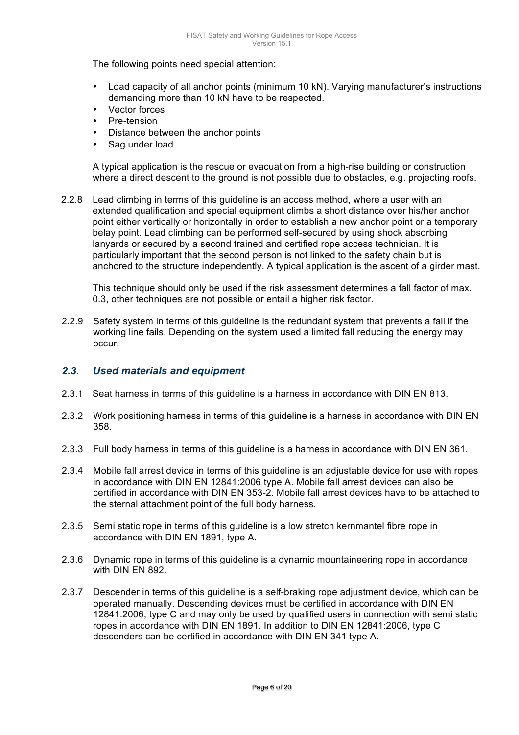The following points need special attention:

- Load capacity of all anchor points (minimum 10 kN). Varying manufacturer's instructions demanding more than 10 kN have to be respected.
- Vector forces
- Pre-tension
- Distance between the anchor points
- Sag under load

A typical application is the rescue or evacuation from a high-rise building or construction where a direct descent to the ground is not possible due to obstacles, e.g. projecting roofs.

2.2.8 Lead climbing in terms of this guideline is an access method, where a user with an extended qualification and special equipment climbs a short distance over his/her anchor point either vertically or horizontally in order to establish a new anchor point or a temporary belay point. Lead climbing can be performed self-secured by using shock absorbing lanyards or secured by a second trained and certified rope access technician. It is particularly important that the second person is not linked to the safety chain but is anchored to the structure independently. A typical application is the ascent of a girder mast.

This technique should only be used if the risk assessment determines a fall factor of max. 0.3, other techniques are not possible or entail a higher risk factor.

2.2.9 Safety system in terms of this guideline is the redundant system that prevents a fall if the working line fails. Depending on the system used a limited fall reducing the energy may occur.

## *2.3. Used materials and equipment*

2.3.1 Seat harness in terms of this guideline is a harness in accordance with DIN EN 813.

2.3.2 Work positioning harness in terms of this guideline is a harness in accordance with DIN EN 358.

2.3.3 Full body harness in terms of this guideline is a harness in accordance with DIN EN 361.

2.3.4 Mobile fall arrest device in terms of this guideline is an adjustable device for use with ropes in accordance with DIN EN 12841:2006 type A. Mobile fall arrest devices can also be certified in accordance with DIN EN 353-2. Mobile fall arrest devices have to be attached to the sternal attachment point of the full body harness.

2.3.5 Semi static rope in terms of this guideline is a low stretch kernmantel fibre rope in accordance with DIN EN 1891, type A.

2.3.6 Dynamic rope in terms of this guideline is a dynamic mountaineering rope in accordance with DIN EN 892.

2.3.7 Descender in terms of this guideline is a self-braking rope adjustment device, which can be operated manually. Descending devices must be certified in accordance with DIN EN 12841:2006, type C and may only be used by qualified users in connection with semi static ropes in accordance with DIN EN 1891. In addition to DIN EN 12841:2006, type C descenders can be certified in accordance with DIN EN 341 type A.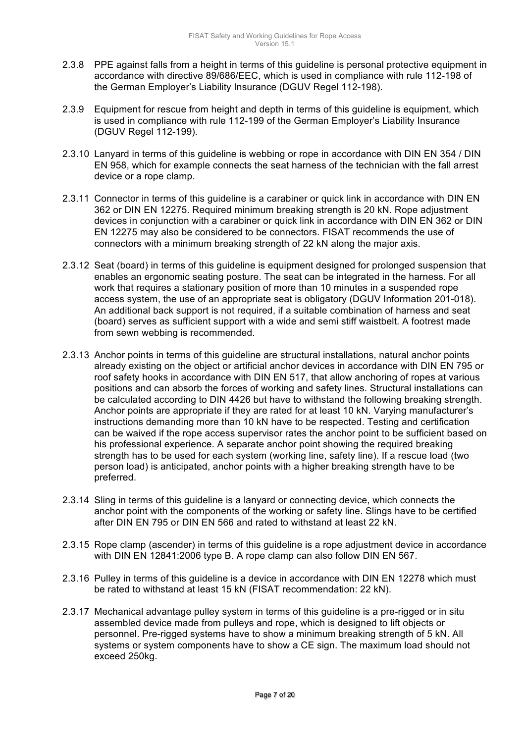2.3.8 PPE against falls from a height in terms of this guideline is personal protective equipment in accordance with directive 89/686/EEC, which is used in compliance with rule 112-198 of the German Employer's Liability Insurance (DGUV Regel 112-198).

2.3.9 Equipment for rescue from height and depth in terms of this guideline is equipment, which is used in compliance with rule 112-199 of the German Employer's Liability Insurance (DGUV Regel 112-199).

2.3.10 Lanyard in terms of this guideline is webbing or rope in accordance with DIN EN 354 / DIN EN 958, which for example connects the seat harness of the technician with the fall arrest device or a rope clamp.

2.3.11 Connector in terms of this guideline is a carabiner or quick link in accordance with DIN EN 362 or DIN EN 12275. Required minimum breaking strength is 20 kN. Rope adjustment devices in conjunction with a carabiner or quick link in accordance with DIN EN 362 or DIN EN 12275 may also be considered to be connectors. FISAT recommends the use of connectors with a minimum breaking strength of 22 kN along the major axis.

2.3.12 Seat (board) in terms of this guideline is equipment designed for prolonged suspension that enables an ergonomic seating posture. The seat can be integrated in the harness. For all work that requires a stationary position of more than 10 minutes in a suspended rope access system, the use of an appropriate seat is obligatory (DGUV Information 201-018). An additional back support is not required, if a suitable combination of harness and seat (board) serves as sufficient support with a wide and semi stiff waistbelt. A footrest made from sewn webbing is recommended.

2.3.13 Anchor points in terms of this guideline are structural installations, natural anchor points already existing on the object or artificial anchor devices in accordance with DIN EN 795 or roof safety hooks in accordance with DIN EN 517, that allow anchoring of ropes at various positions and can absorb the forces of working and safety lines. Structural installations can be calculated according to DIN 4426 but have to withstand the following breaking strength. Anchor points are appropriate if they are rated for at least 10 kN. Varying manufacturer's instructions demanding more than 10 kN have to be respected. Testing and certification can be waived if the rope access supervisor rates the anchor point to be sufficient based on his professional experience. A separate anchor point showing the required breaking strength has to be used for each system (working line, safety line). If a rescue load (two person load) is anticipated, anchor points with a higher breaking strength have to be preferred.

2.3.14 Sling in terms of this guideline is a lanyard or connecting device, which connects the anchor point with the components of the working or safety line. Slings have to be certified after DIN EN 795 or DIN EN 566 and rated to withstand at least 22 kN.

2.3.15 Rope clamp (ascender) in terms of this guideline is a rope adjustment device in accordance with DIN EN 12841:2006 type B. A rope clamp can also follow DIN EN 567.

2.3.16 Pulley in terms of this guideline is a device in accordance with DIN EN 12278 which must be rated to withstand at least 15 kN (FISAT recommendation: 22 kN).

2.3.17 Mechanical advantage pulley system in terms of this guideline is a pre-rigged or in situ assembled device made from pulleys and rope, which is designed to lift objects or personnel. Pre-rigged systems have to show a minimum breaking strength of 5 kN. All systems or system components have to show a CE sign. The maximum load should not exceed 250kg.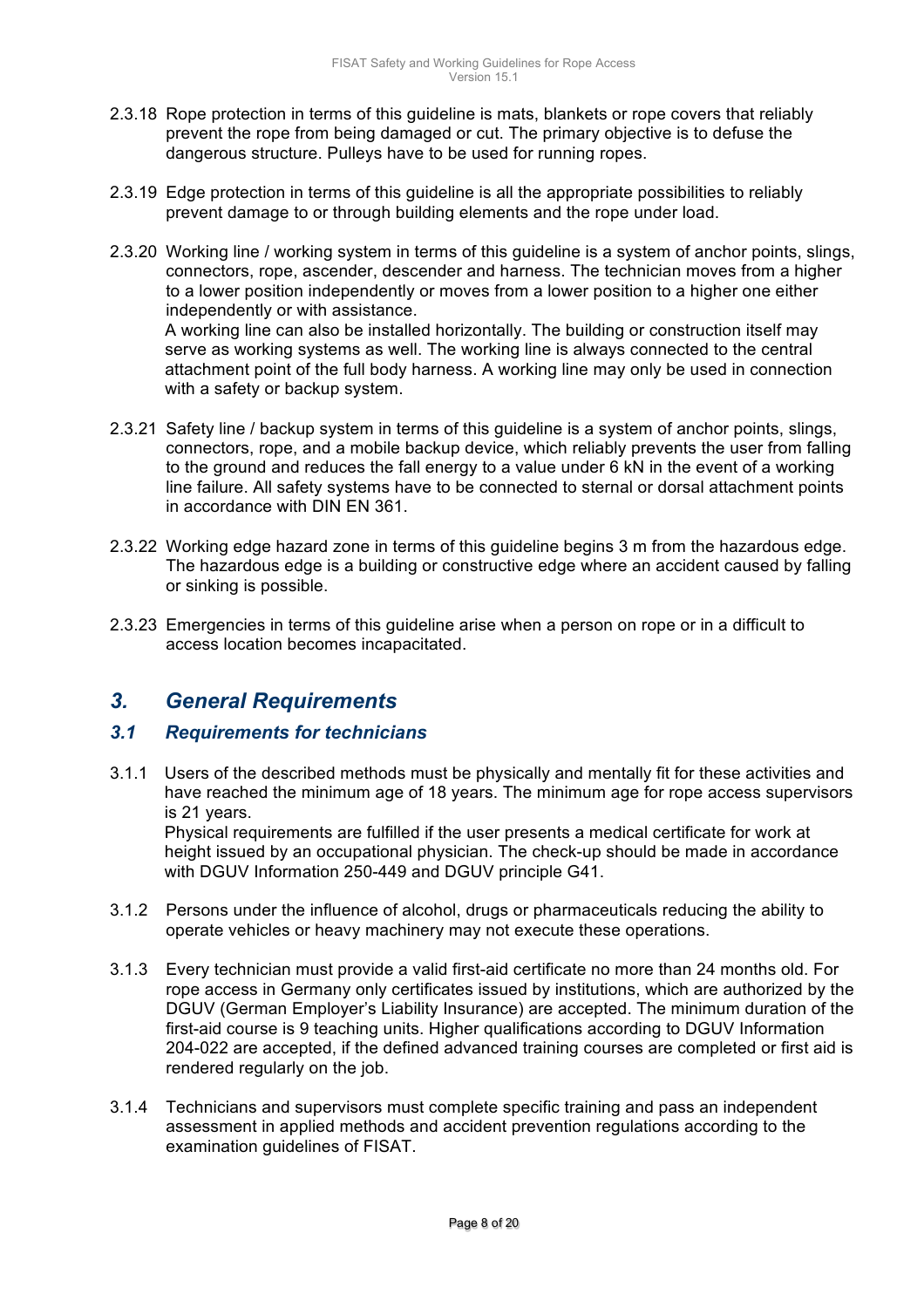2.3.18 Rope protection in terms of this guideline is mats, blankets or rope covers that reliably prevent the rope from being damaged or cut. The primary objective is to defuse the dangerous structure. Pulleys have to be used for running ropes.

2.3.19 Edge protection in terms of this guideline is all the appropriate possibilities to reliably prevent damage to or through building elements and the rope under load.

2.3.20 Working line / working system in terms of this guideline is a system of anchor points, slings, connectors, rope, ascender, descender and harness. The technician moves from a higher to a lower position independently or moves from a lower position to a higher one either independently or with assistance.
A working line can also be installed horizontally. The building or construction itself may serve as working systems as well. The working line is always connected to the central attachment point of the full body harness. A working line may only be used in connection with a safety or backup system.

2.3.21 Safety line / backup system in terms of this guideline is a system of anchor points, slings, connectors, rope, and a mobile backup device, which reliably prevents the user from falling to the ground and reduces the fall energy to a value under 6 kN in the event of a working line failure. All safety systems have to be connected to sternal or dorsal attachment points in accordance with DIN EN 361.

2.3.22 Working edge hazard zone in terms of this guideline begins 3 m from the hazardous edge. The hazardous edge is a building or constructive edge where an accident caused by falling or sinking is possible.

2.3.23 Emergencies in terms of this guideline arise when a person on rope or in a difficult to access location becomes incapacitated.

# *3. General Requirements*

## *3.1 Requirements for technicians*

3.1.1 Users of the described methods must be physically and mentally fit for these activities and have reached the minimum age of 18 years. The minimum age for rope access supervisors is 21 years.
Physical requirements are fulfilled if the user presents a medical certificate for work at height issued by an occupational physician. The check-up should be made in accordance with DGUV Information 250-449 and DGUV principle G41.

3.1.2 Persons under the influence of alcohol, drugs or pharmaceuticals reducing the ability to operate vehicles or heavy machinery may not execute these operations.

3.1.3 Every technician must provide a valid first-aid certificate no more than 24 months old. For rope access in Germany only certificates issued by institutions, which are authorized by the DGUV (German Employer's Liability Insurance) are accepted. The minimum duration of the first-aid course is 9 teaching units. Higher qualifications according to DGUV Information 204-022 are accepted, if the defined advanced training courses are completed or first aid is rendered regularly on the job.

3.1.4 Technicians and supervisors must complete specific training and pass an independent assessment in applied methods and accident prevention regulations according to the examination guidelines of FISAT.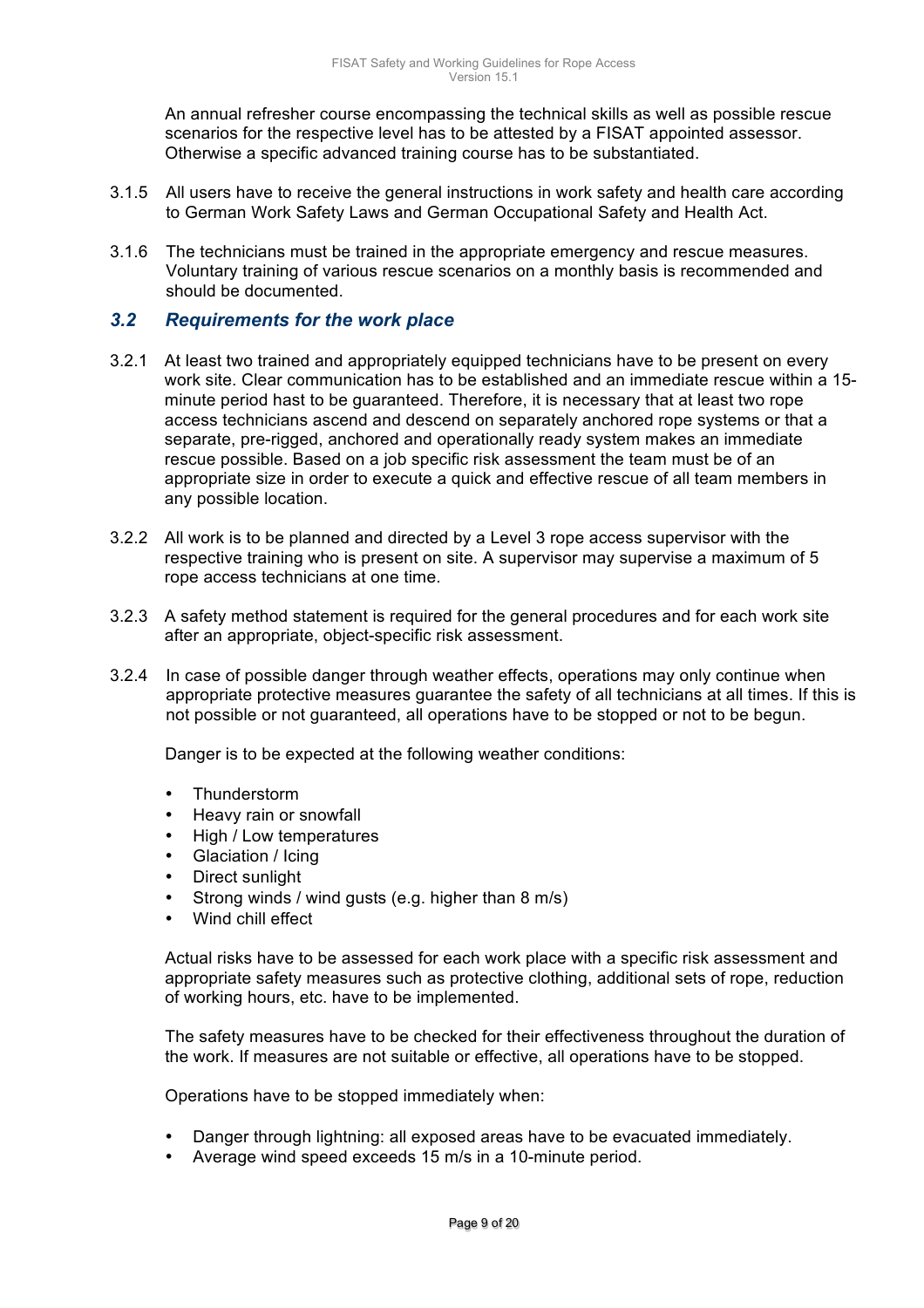An annual refresher course encompassing the technical skills as well as possible rescue scenarios for the respective level has to be attested by a FISAT appointed assessor. Otherwise a specific advanced training course has to be substantiated.

3.1.5 All users have to receive the general instructions in work safety and health care according to German Work Safety Laws and German Occupational Safety and Health Act.

3.1.6 The technicians must be trained in the appropriate emergency and rescue measures. Voluntary training of various rescue scenarios on a monthly basis is recommended and should be documented.

## *3.2 Requirements for the work place*

3.2.1 At least two trained and appropriately equipped technicians have to be present on every work site. Clear communication has to be established and an immediate rescue within a 15-minute period hast to be guaranteed. Therefore, it is necessary that at least two rope access technicians ascend and descend on separately anchored rope systems or that a separate, pre-rigged, anchored and operationally ready system makes an immediate rescue possible. Based on a job specific risk assessment the team must be of an appropriate size in order to execute a quick and effective rescue of all team members in any possible location.

3.2.2 All work is to be planned and directed by a Level 3 rope access supervisor with the respective training who is present on site. A supervisor may supervise a maximum of 5 rope access technicians at one time.

3.2.3 A safety method statement is required for the general procedures and for each work site after an appropriate, object-specific risk assessment.

3.2.4 In case of possible danger through weather effects, operations may only continue when appropriate protective measures guarantee the safety of all technicians at all times. If this is not possible or not guaranteed, all operations have to be stopped or not to be begun.

Danger is to be expected at the following weather conditions:

- Thunderstorm
- Heavy rain or snowfall
- High / Low temperatures
- Glaciation / Icing
- Direct sunlight
- Strong winds / wind gusts (e.g. higher than 8 m/s)
- Wind chill effect

Actual risks have to be assessed for each work place with a specific risk assessment and appropriate safety measures such as protective clothing, additional sets of rope, reduction of working hours, etc. have to be implemented.

The safety measures have to be checked for their effectiveness throughout the duration of the work. If measures are not suitable or effective, all operations have to be stopped.

Operations have to be stopped immediately when:

- Danger through lightning: all exposed areas have to be evacuated immediately.
- Average wind speed exceeds 15 m/s in a 10-minute period.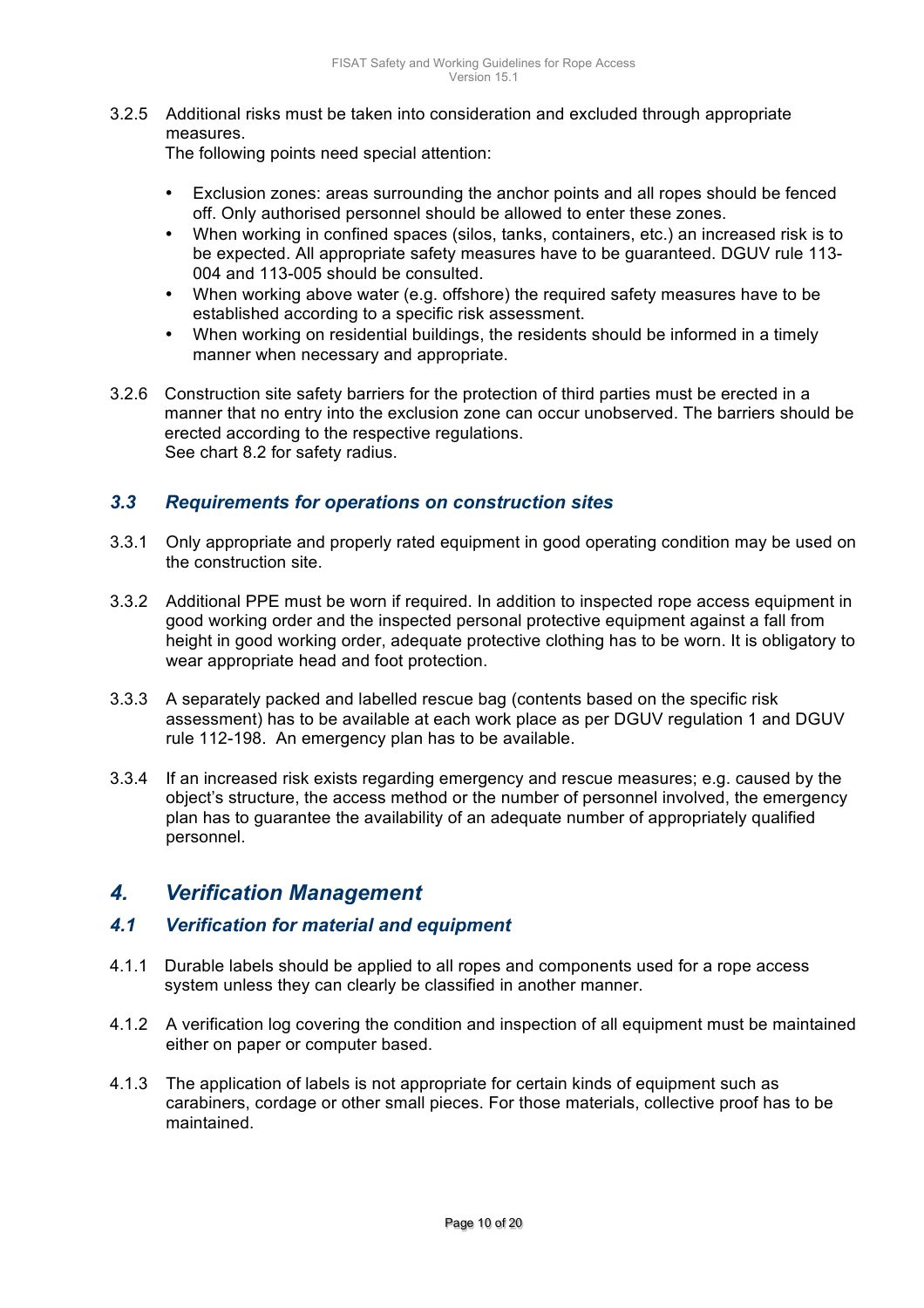3.2.5 Additional risks must be taken into consideration and excluded through appropriate measures.
The following points need special attention:

- Exclusion zones: areas surrounding the anchor points and all ropes should be fenced off. Only authorised personnel should be allowed to enter these zones.
- When working in confined spaces (silos, tanks, containers, etc.) an increased risk is to be expected. All appropriate safety measures have to be guaranteed. DGUV rule 113-004 and 113-005 should be consulted.
- When working above water (e.g. offshore) the required safety measures have to be established according to a specific risk assessment.
- When working on residential buildings, the residents should be informed in a timely manner when necessary and appropriate.

3.2.6 Construction site safety barriers for the protection of third parties must be erected in a manner that no entry into the exclusion zone can occur unobserved. The barriers should be erected according to the respective regulations.
See chart 8.2 for safety radius.

### *3.3 Requirements for operations on construction sites*

3.3.1 Only appropriate and properly rated equipment in good operating condition may be used on the construction site.

3.3.2 Additional PPE must be worn if required. In addition to inspected rope access equipment in good working order and the inspected personal protective equipment against a fall from height in good working order, adequate protective clothing has to be worn. It is obligatory to wear appropriate head and foot protection.

3.3.3 A separately packed and labelled rescue bag (contents based on the specific risk assessment) has to be available at each work place as per DGUV regulation 1 and DGUV rule 112-198. An emergency plan has to be available.

3.3.4 If an increased risk exists regarding emergency and rescue measures; e.g. caused by the object's structure, the access method or the number of personnel involved, the emergency plan has to guarantee the availability of an adequate number of appropriately qualified personnel.

## *4. Verification Management*

### *4.1 Verification for material and equipment*

4.1.1 Durable labels should be applied to all ropes and components used for a rope access system unless they can clearly be classified in another manner.

4.1.2 A verification log covering the condition and inspection of all equipment must be maintained either on paper or computer based.

4.1.3 The application of labels is not appropriate for certain kinds of equipment such as carabiners, cordage or other small pieces. For those materials, collective proof has to be maintained.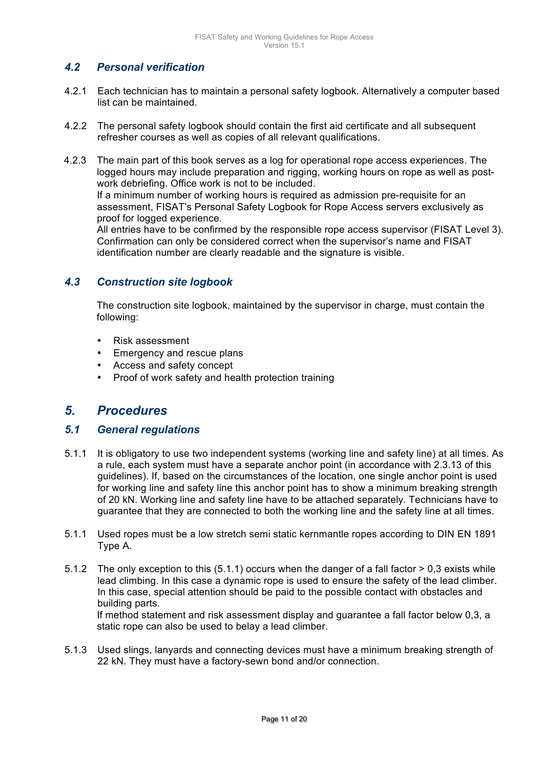### 4.2 Personal verification

4.2.1 Each technician has to maintain a personal safety logbook. Alternatively a computer based list can be maintained.

4.2.2 The personal safety logbook should contain the first aid certificate and all subsequent refresher courses as well as copies of all relevant qualifications.

4.2.3 The main part of this book serves as a log for operational rope access experiences. The logged hours may include preparation and rigging, working hours on rope as well as post-work debriefing. Office work is not to be included.
If a minimum number of working hours is required as admission pre-requisite for an assessment, FISAT's Personal Safety Logbook for Rope Access servers exclusively as proof for logged experience.
All entries have to be confirmed by the responsible rope access supervisor (FISAT Level 3). Confirmation can only be considered correct when the supervisor's name and FISAT identification number are clearly readable and the signature is visible.

### 4.3 Construction site logbook

The construction site logbook, maintained by the supervisor in charge, must contain the following:

- Risk assessment
- Emergency and rescue plans
- Access and safety concept
- Proof of work safety and health protection training

## 5. Procedures

### 5.1 General regulations

5.1.1 It is obligatory to use two independent systems (working line and safety line) at all times. As a rule, each system must have a separate anchor point (in accordance with 2.3.13 of this guidelines). If, based on the circumstances of the location, one single anchor point is used for working line and safety line this anchor point has to show a minimum breaking strength of 20 kN. Working line and safety line have to be attached separately. Technicians have to guarantee that they are connected to both the working line and the safety line at all times.

5.1.1 Used ropes must be a low stretch semi static kernmantle ropes according to DIN EN 1891 Type A.

5.1.2 The only exception to this (5.1.1) occurs when the danger of a fall factor > 0,3 exists while lead climbing. In this case a dynamic rope is used to ensure the safety of the lead climber. In this case, special attention should be paid to the possible contact with obstacles and building parts.
If method statement and risk assessment display and guarantee a fall factor below 0,3, a static rope can also be used to belay a lead climber.

5.1.3 Used slings, lanyards and connecting devices must have a minimum breaking strength of 22 kN. They must have a factory-sewn bond and/or connection.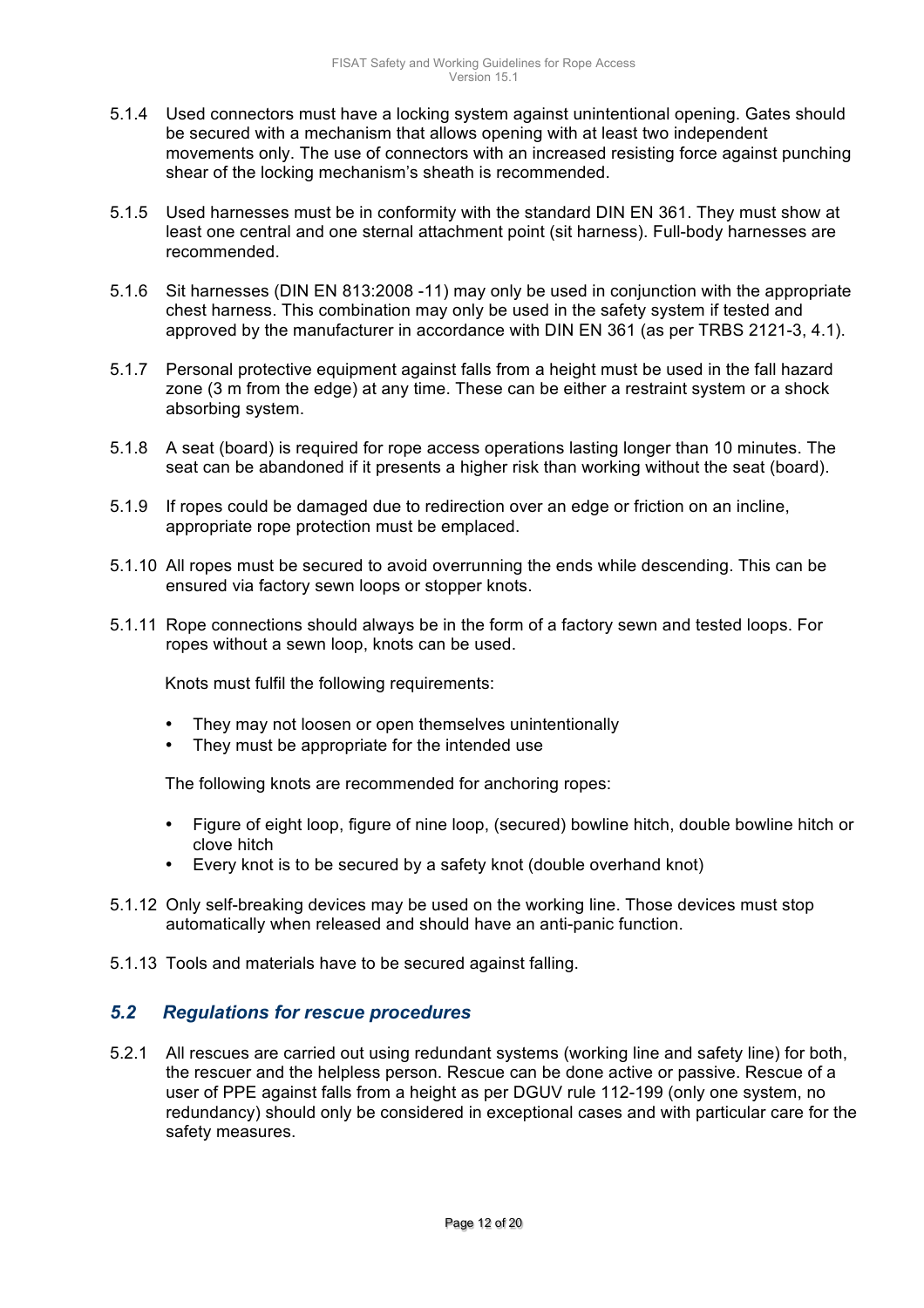5.1.4 Used connectors must have a locking system against unintentional opening. Gates should be secured with a mechanism that allows opening with at least two independent movements only. The use of connectors with an increased resisting force against punching shear of the locking mechanism's sheath is recommended.

5.1.5 Used harnesses must be in conformity with the standard DIN EN 361. They must show at least one central and one sternal attachment point (sit harness). Full-body harnesses are recommended.

5.1.6 Sit harnesses (DIN EN 813:2008 -11) may only be used in conjunction with the appropriate chest harness. This combination may only be used in the safety system if tested and approved by the manufacturer in accordance with DIN EN 361 (as per TRBS 2121-3, 4.1).

5.1.7 Personal protective equipment against falls from a height must be used in the fall hazard zone (3 m from the edge) at any time. These can be either a restraint system or a shock absorbing system.

5.1.8 A seat (board) is required for rope access operations lasting longer than 10 minutes. The seat can be abandoned if it presents a higher risk than working without the seat (board).

5.1.9 If ropes could be damaged due to redirection over an edge or friction on an incline, appropriate rope protection must be emplaced.

5.1.10 All ropes must be secured to avoid overrunning the ends while descending. This can be ensured via factory sewn loops or stopper knots.

5.1.11 Rope connections should always be in the form of a factory sewn and tested loops. For ropes without a sewn loop, knots can be used.

Knots must fulfil the following requirements:

- They may not loosen or open themselves unintentionally
- They must be appropriate for the intended use

The following knots are recommended for anchoring ropes:

- Figure of eight loop, figure of nine loop, (secured) bowline hitch, double bowline hitch or clove hitch
- Every knot is to be secured by a safety knot (double overhand knot)

5.1.12 Only self-breaking devices may be used on the working line. Those devices must stop automatically when released and should have an anti-panic function.

5.1.13 Tools and materials have to be secured against falling.

## *5.2 Regulations for rescue procedures*

5.2.1 All rescues are carried out using redundant systems (working line and safety line) for both, the rescuer and the helpless person. Rescue can be done active or passive. Rescue of a user of PPE against falls from a height as per DGUV rule 112-199 (only one system, no redundancy) should only be considered in exceptional cases and with particular care for the safety measures.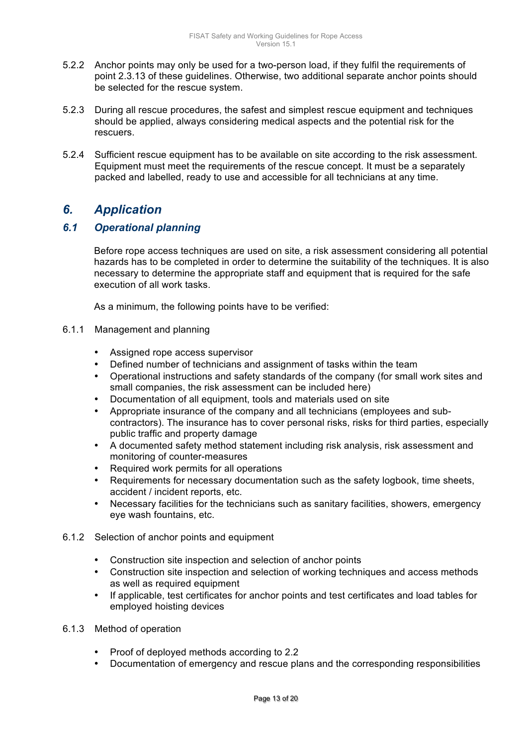5.2.2 Anchor points may only be used for a two-person load, if they fulfil the requirements of point 2.3.13 of these guidelines. Otherwise, two additional separate anchor points should be selected for the rescue system.

5.2.3 During all rescue procedures, the safest and simplest rescue equipment and techniques should be applied, always considering medical aspects and the potential risk for the rescuers.

5.2.4 Sufficient rescue equipment has to be available on site according to the risk assessment. Equipment must meet the requirements of the rescue concept. It must be a separately packed and labelled, ready to use and accessible for all technicians at any time.

# *6. Application*

## *6.1 Operational planning*

Before rope access techniques are used on site, a risk assessment considering all potential hazards has to be completed in order to determine the suitability of the techniques. It is also necessary to determine the appropriate staff and equipment that is required for the safe execution of all work tasks.

As a minimum, the following points have to be verified:

6.1.1 Management and planning

- Assigned rope access supervisor
- Defined number of technicians and assignment of tasks within the team
- Operational instructions and safety standards of the company (for small work sites and small companies, the risk assessment can be included here)
- Documentation of all equipment, tools and materials used on site
- Appropriate insurance of the company and all technicians (employees and sub-contractors). The insurance has to cover personal risks, risks for third parties, especially public traffic and property damage
- A documented safety method statement including risk analysis, risk assessment and monitoring of counter-measures
- Required work permits for all operations
- Requirements for necessary documentation such as the safety logbook, time sheets, accident / incident reports, etc.
- Necessary facilities for the technicians such as sanitary facilities, showers, emergency eye wash fountains, etc.

6.1.2 Selection of anchor points and equipment

- Construction site inspection and selection of anchor points
- Construction site inspection and selection of working techniques and access methods as well as required equipment
- If applicable, test certificates for anchor points and test certificates and load tables for employed hoisting devices

6.1.3 Method of operation

- Proof of deployed methods according to 2.2
- Documentation of emergency and rescue plans and the corresponding responsibilities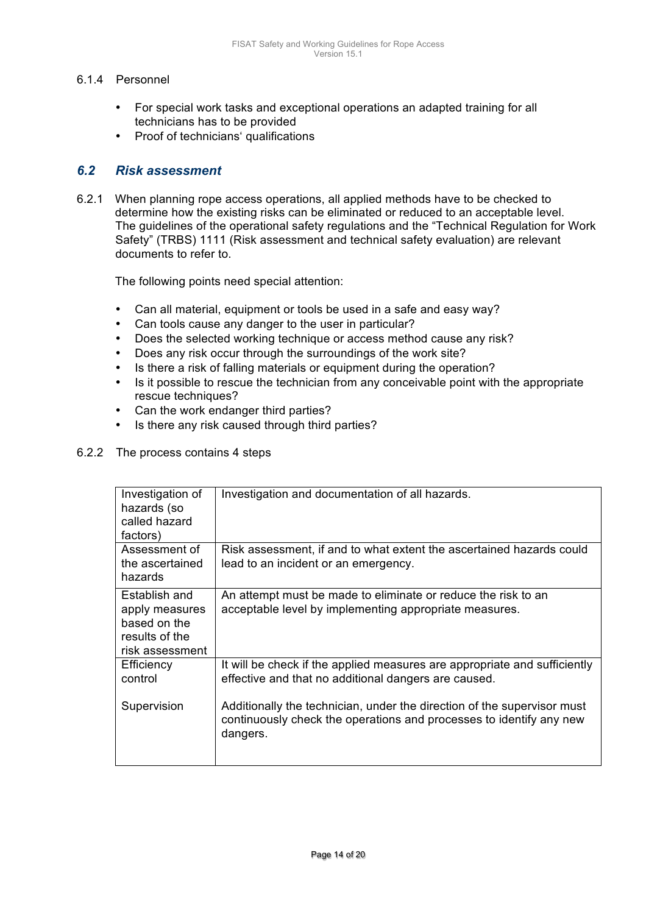6.1.4 Personnel

- For special work tasks and exceptional operations an adapted training for all technicians has to be provided
- Proof of technicians' qualifications

## *6.2 Risk assessment*

6.2.1 When planning rope access operations, all applied methods have to be checked to determine how the existing risks can be eliminated or reduced to an acceptable level. The guidelines of the operational safety regulations and the "Technical Regulation for Work Safety" (TRBS) 1111 (Risk assessment and technical safety evaluation) are relevant documents to refer to.

The following points need special attention:

- Can all material, equipment or tools be used in a safe and easy way?
- Can tools cause any danger to the user in particular?
- Does the selected working technique or access method cause any risk?
- Does any risk occur through the surroundings of the work site?
- Is there a risk of falling materials or equipment during the operation?
- Is it possible to rescue the technician from any conceivable point with the appropriate rescue techniques?
- Can the work endanger third parties?
- Is there any risk caused through third parties?

6.2.2 The process contains 4 steps

| | |
|---|---|
| Investigation of hazards (so called hazard factors) | Investigation and documentation of all hazards. |
| Assessment of the ascertained hazards | Risk assessment, if and to what extent the ascertained hazards could lead to an incident or an emergency. |
| Establish and apply measures based on the results of the risk assessment | An attempt must be made to eliminate or reduce the risk to an acceptable level by implementing appropriate measures. |
| Efficiency control<br><br>Supervision | It will be check if the applied measures are appropriate and sufficiently effective and that no additional dangers are caused.<br><br>Additionally the technician, under the direction of the supervisor must continuously check the operations and processes to identify any new dangers. |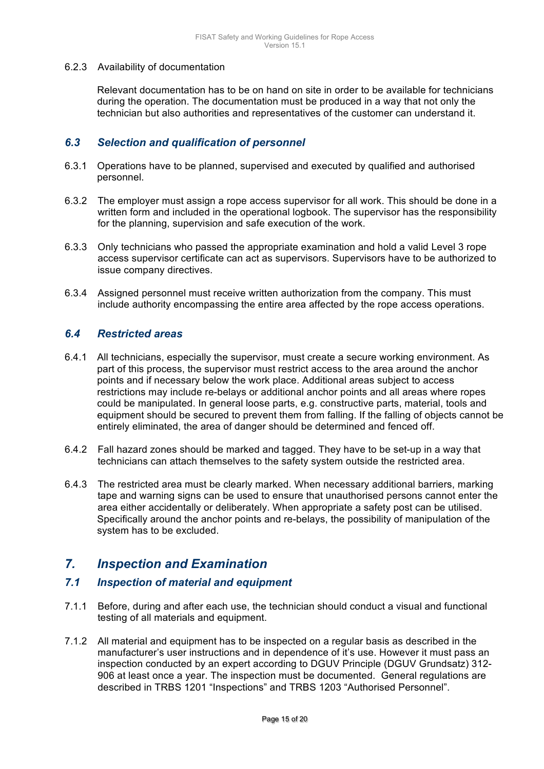6.2.3 Availability of documentation

Relevant documentation has to be on hand on site in order to be available for technicians during the operation. The documentation must be produced in a way that not only the technician but also authorities and representatives of the customer can understand it.

### *6.3 Selection and qualification of personnel*

6.3.1 Operations have to be planned, supervised and executed by qualified and authorised personnel.

6.3.2 The employer must assign a rope access supervisor for all work. This should be done in a written form and included in the operational logbook. The supervisor has the responsibility for the planning, supervision and safe execution of the work.

6.3.3 Only technicians who passed the appropriate examination and hold a valid Level 3 rope access supervisor certificate can act as supervisors. Supervisors have to be authorized to issue company directives.

6.3.4 Assigned personnel must receive written authorization from the company. This must include authority encompassing the entire area affected by the rope access operations.

### *6.4 Restricted areas*

6.4.1 All technicians, especially the supervisor, must create a secure working environment. As part of this process, the supervisor must restrict access to the area around the anchor points and if necessary below the work place. Additional areas subject to access restrictions may include re-belays or additional anchor points and all areas where ropes could be manipulated. In general loose parts, e.g. constructive parts, material, tools and equipment should be secured to prevent them from falling. If the falling of objects cannot be entirely eliminated, the area of danger should be determined and fenced off.

6.4.2 Fall hazard zones should be marked and tagged. They have to be set-up in a way that technicians can attach themselves to the safety system outside the restricted area.

6.4.3 The restricted area must be clearly marked. When necessary additional barriers, marking tape and warning signs can be used to ensure that unauthorised persons cannot enter the area either accidentally or deliberately. When appropriate a safety post can be utilised. Specifically around the anchor points and re-belays, the possibility of manipulation of the system has to be excluded.

## *7. Inspection and Examination*

### *7.1 Inspection of material and equipment*

7.1.1 Before, during and after each use, the technician should conduct a visual and functional testing of all materials and equipment.

7.1.2 All material and equipment has to be inspected on a regular basis as described in the manufacturer's user instructions and in dependence of it's use. However it must pass an inspection conducted by an expert according to DGUV Principle (DGUV Grundsatz) 312-906 at least once a year. The inspection must be documented. General regulations are described in TRBS 1201 "Inspections" and TRBS 1203 "Authorised Personnel".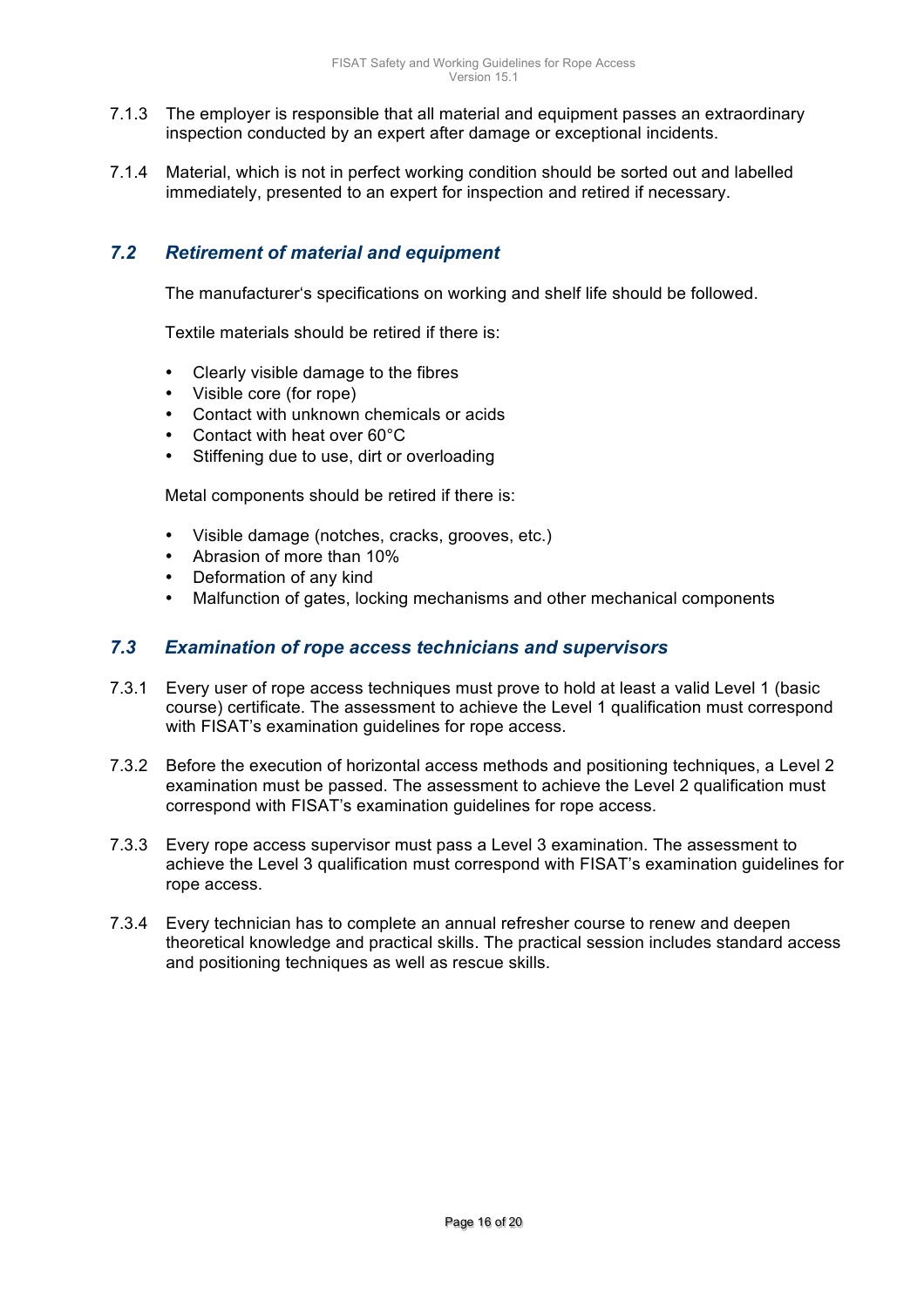7.1.3 The employer is responsible that all material and equipment passes an extraordinary inspection conducted by an expert after damage or exceptional incidents.

7.1.4 Material, which is not in perfect working condition should be sorted out and labelled immediately, presented to an expert for inspection and retired if necessary.

### *7.2 Retirement of material and equipment*

The manufacturer's specifications on working and shelf life should be followed.

Textile materials should be retired if there is:

- Clearly visible damage to the fibres
- Visible core (for rope)
- Contact with unknown chemicals or acids
- Contact with heat over 60°C
- Stiffening due to use, dirt or overloading

Metal components should be retired if there is:

- Visible damage (notches, cracks, grooves, etc.)
- Abrasion of more than 10%
- Deformation of any kind
- Malfunction of gates, locking mechanisms and other mechanical components

### *7.3 Examination of rope access technicians and supervisors*

7.3.1 Every user of rope access techniques must prove to hold at least a valid Level 1 (basic course) certificate. The assessment to achieve the Level 1 qualification must correspond with FISAT's examination guidelines for rope access.

7.3.2 Before the execution of horizontal access methods and positioning techniques, a Level 2 examination must be passed. The assessment to achieve the Level 2 qualification must correspond with FISAT's examination guidelines for rope access.

7.3.3 Every rope access supervisor must pass a Level 3 examination. The assessment to achieve the Level 3 qualification must correspond with FISAT's examination guidelines for rope access.

7.3.4 Every technician has to complete an annual refresher course to renew and deepen theoretical knowledge and practical skills. The practical session includes standard access and positioning techniques as well as rescue skills.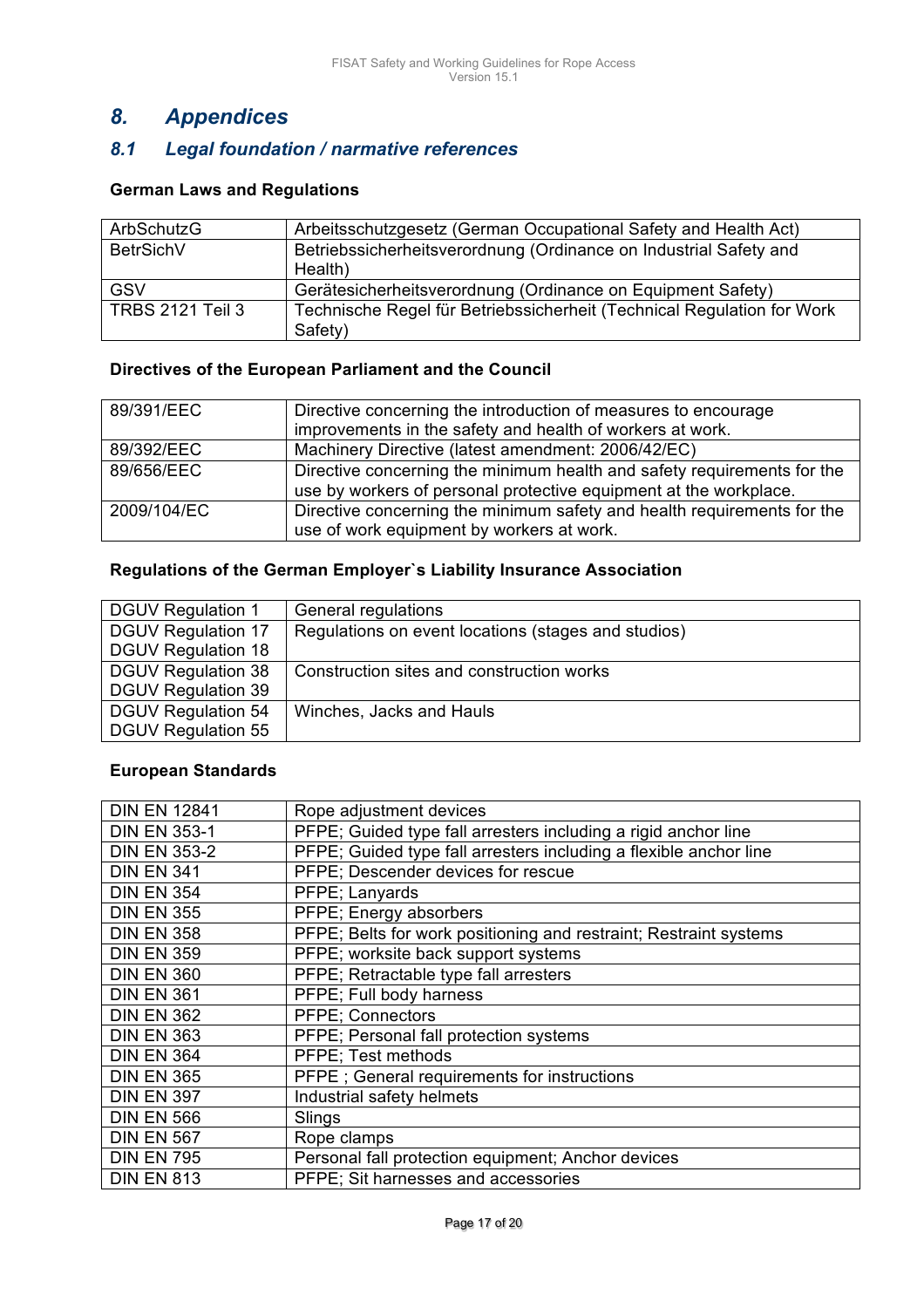## 8. Appendices

### 8.1 Legal foundation / narmative references

**German Laws and Regulations**

| | |
|---|---|
| ArbSchutzG | Arbeitsschutzgesetz (German Occupational Safety and Health Act) |
| BetrSichV | Betriebssicherheitsverordnung (Ordinance on Industrial Safety and Health) |
| GSV | Gerätesicherheitsverordnung (Ordinance on Equipment Safety) |
| TRBS 2121 Teil 3 | Technische Regel für Betriebssicherheit (Technical Regulation for Work Safety) |

**Directives of the European Parliament and the Council**

| | |
|---|---|
| 89/391/EEC | Directive concerning the introduction of measures to encourage improvements in the safety and health of workers at work. |
| 89/392/EEC | Machinery Directive (latest amendment: 2006/42/EC) |
| 89/656/EEC | Directive concerning the minimum health and safety requirements for the use by workers of personal protective equipment at the workplace. |
| 2009/104/EC | Directive concerning the minimum safety and health requirements for the use of work equipment by workers at work. |

**Regulations of the German Employer`s Liability Insurance Association**

| | |
|---|---|
| DGUV Regulation 1 | General regulations |
| DGUV Regulation 17<br>DGUV Regulation 18 | Regulations on event locations (stages and studios) |
| DGUV Regulation 38<br>DGUV Regulation 39 | Construction sites and construction works |
| DGUV Regulation 54<br>DGUV Regulation 55 | Winches, Jacks and Hauls |

**European Standards**

| | |
|---|---|
| DIN EN 12841 | Rope adjustment devices |
| DIN EN 353-1 | PFPE; Guided type fall arresters including a rigid anchor line |
| DIN EN 353-2 | PFPE; Guided type fall arresters including a flexible anchor line |
| DIN EN 341 | PFPE; Descender devices for rescue |
| DIN EN 354 | PFPE; Lanyards |
| DIN EN 355 | PFPE; Energy absorbers |
| DIN EN 358 | PFPE; Belts for work positioning and restraint; Restraint systems |
| DIN EN 359 | PFPE; worksite back support systems |
| DIN EN 360 | PFPE; Retractable type fall arresters |
| DIN EN 361 | PFPE; Full body harness |
| DIN EN 362 | PFPE; Connectors |
| DIN EN 363 | PFPE; Personal fall protection systems |
| DIN EN 364 | PFPE; Test methods |
| DIN EN 365 | PFPE ; General requirements for instructions |
| DIN EN 397 | Industrial safety helmets |
| DIN EN 566 | Slings |
| DIN EN 567 | Rope clamps |
| DIN EN 795 | Personal fall protection equipment; Anchor devices |
| DIN EN 813 | PFPE; Sit harnesses and accessories |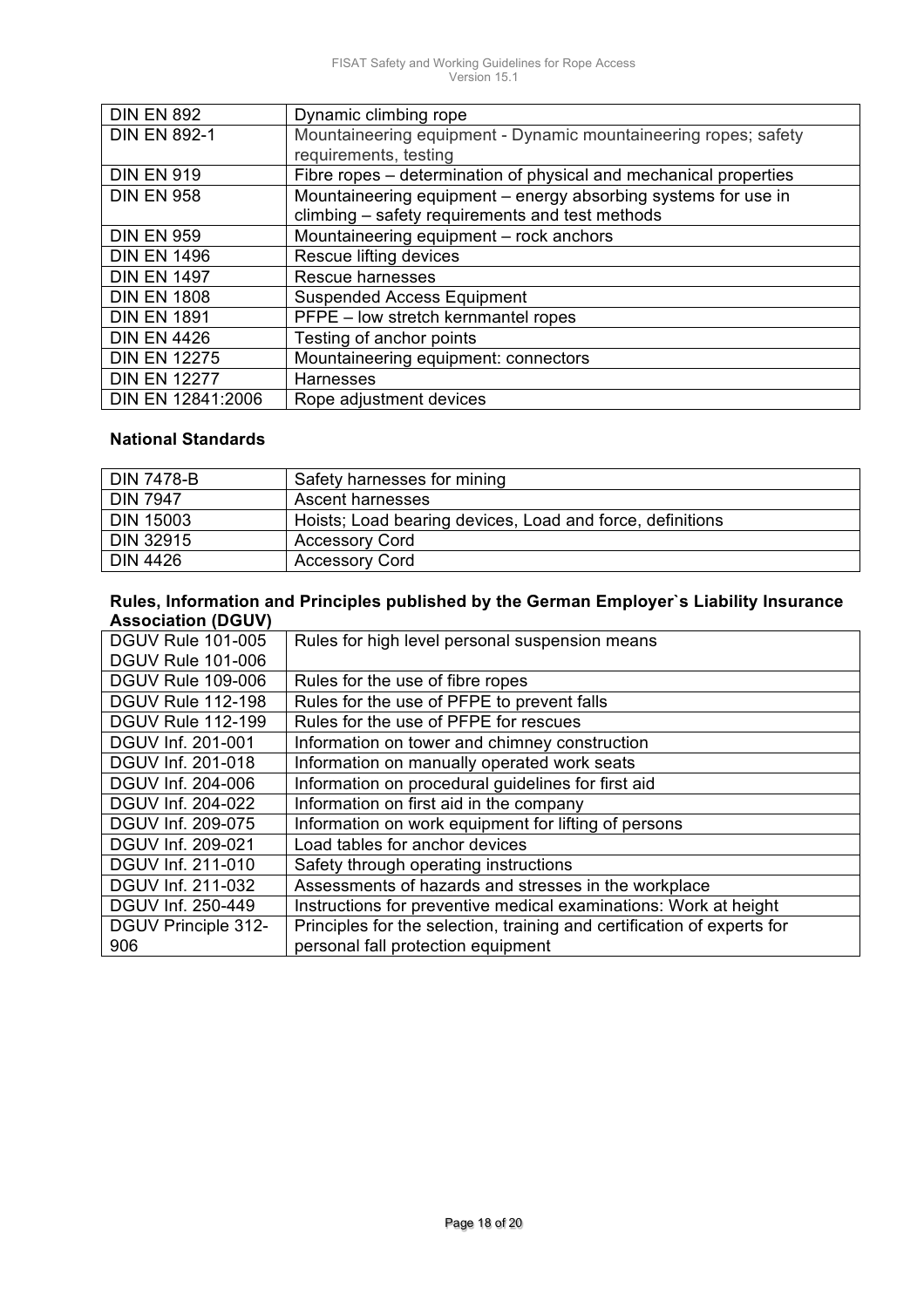| | |
|---|---|
| DIN EN 892 | Dynamic climbing rope |
| DIN EN 892-1 | Mountaineering equipment - Dynamic mountaineering ropes; safety requirements, testing |
| DIN EN 919 | Fibre ropes – determination of physical and mechanical properties |
| DIN EN 958 | Mountaineering equipment – energy absorbing systems for use in climbing – safety requirements and test methods |
| DIN EN 959 | Mountaineering equipment – rock anchors |
| DIN EN 1496 | Rescue lifting devices |
| DIN EN 1497 | Rescue harnesses |
| DIN EN 1808 | Suspended Access Equipment |
| DIN EN 1891 | PFPE – low stretch kernmantel ropes |
| DIN EN 4426 | Testing of anchor points |
| DIN EN 12275 | Mountaineering equipment: connectors |
| DIN EN 12277 | Harnesses |
| DIN EN 12841:2006 | Rope adjustment devices |

**National Standards**

| | |
|---|---|
| DIN 7478-B | Safety harnesses for mining |
| DIN 7947 | Ascent harnesses |
| DIN 15003 | Hoists; Load bearing devices, Load and force, definitions |
| DIN 32915 | Accessory Cord |
| DIN 4426 | Accessory Cord |

**Rules, Information and Principles published by the German Employer`s Liability Insurance Association (DGUV)**

| | |
|---|---|
| DGUV Rule 101-005<br>DGUV Rule 101-006 | Rules for high level personal suspension means |
| DGUV Rule 109-006 | Rules for the use of fibre ropes |
| DGUV Rule 112-198 | Rules for the use of PFPE to prevent falls |
| DGUV Rule 112-199 | Rules for the use of PFPE for rescues |
| DGUV Inf. 201-001 | Information on tower and chimney construction |
| DGUV Inf. 201-018 | Information on manually operated work seats |
| DGUV Inf. 204-006 | Information on procedural guidelines for first aid |
| DGUV Inf. 204-022 | Information on first aid in the company |
| DGUV Inf. 209-075 | Information on work equipment for lifting of persons |
| DGUV Inf. 209-021 | Load tables for anchor devices |
| DGUV Inf. 211-010 | Safety through operating instructions |
| DGUV Inf. 211-032 | Assessments of hazards and stresses in the workplace |
| DGUV Inf. 250-449 | Instructions for preventive medical examinations: Work at height |
| DGUV Principle 312-906 | Principles for the selection, training and certification of experts for personal fall protection equipment |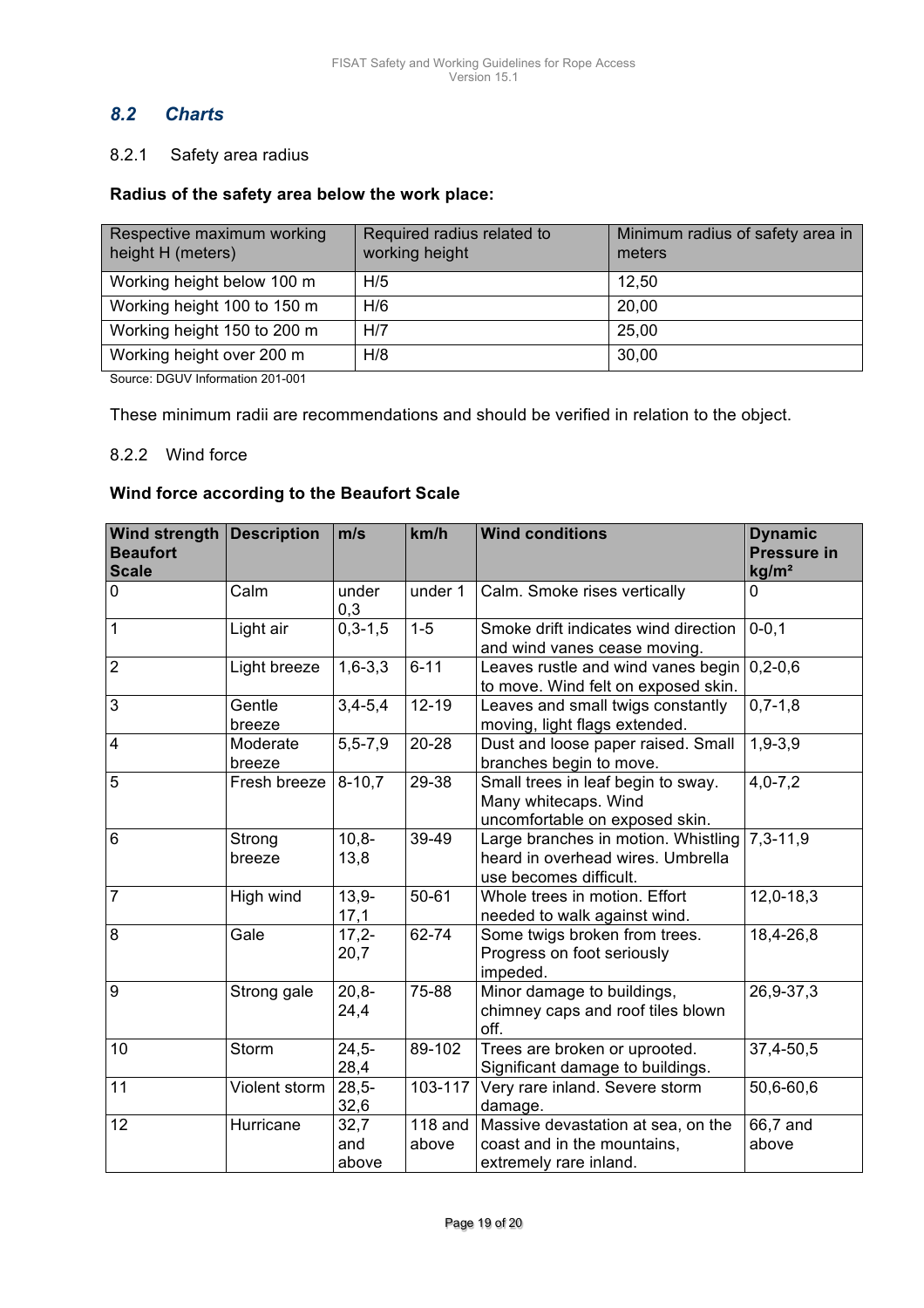## 8.2 Charts

### 8.2.1 Safety area radius

**Radius of the safety area below the work place:**

| Respective maximum working height H (meters) | Required radius related to working height | Minimum radius of safety area in meters |
|---|---|---|
| Working height below 100 m | H/5 | 12,50 |
| Working height 100 to 150 m | H/6 | 20,00 |
| Working height 150 to 200 m | H/7 | 25,00 |
| Working height over 200 m | H/8 | 30,00 |

Source: DGUV Information 201-001

These minimum radii are recommendations and should be verified in relation to the object.

### 8.2.2 Wind force

**Wind force according to the Beaufort Scale**

| Wind strength Beaufort Scale | Description | m/s | km/h | Wind conditions | Dynamic Pressure in kg/m² |
|---|---|---|---|---|---|
| 0 | Calm | under 0,3 | under 1 | Calm. Smoke rises vertically | 0 |
| 1 | Light air | 0,3-1,5 | 1-5 | Smoke drift indicates wind direction and wind vanes cease moving. | 0-0,1 |
| 2 | Light breeze | 1,6-3,3 | 6-11 | Leaves rustle and wind vanes begin to move. Wind felt on exposed skin. | 0,2-0,6 |
| 3 | Gentle breeze | 3,4-5,4 | 12-19 | Leaves and small twigs constantly moving, light flags extended. | 0,7-1,8 |
| 4 | Moderate breeze | 5,5-7,9 | 20-28 | Dust and loose paper raised. Small branches begin to move. | 1,9-3,9 |
| 5 | Fresh breeze | 8-10,7 | 29-38 | Small trees in leaf begin to sway. Many whitecaps. Wind uncomfortable on exposed skin. | 4,0-7,2 |
| 6 | Strong breeze | 10,8-13,8 | 39-49 | Large branches in motion. Whistling heard in overhead wires. Umbrella use becomes difficult. | 7,3-11,9 |
| 7 | High wind | 13,9-17,1 | 50-61 | Whole trees in motion. Effort needed to walk against wind. | 12,0-18,3 |
| 8 | Gale | 17,2-20,7 | 62-74 | Some twigs broken from trees. Progress on foot seriously impeded. | 18,4-26,8 |
| 9 | Strong gale | 20,8-24,4 | 75-88 | Minor damage to buildings, chimney caps and roof tiles blown off. | 26,9-37,3 |
| 10 | Storm | 24,5-28,4 | 89-102 | Trees are broken or uprooted. Significant damage to buildings. | 37,4-50,5 |
| 11 | Violent storm | 28,5-32,6 | 103-117 | Very rare inland. Severe storm damage. | 50,6-60,6 |
| 12 | Hurricane | 32,7 and above | 118 and above | Massive devastation at sea, on the coast and in the mountains, extremely rare inland. | 66,7 and above |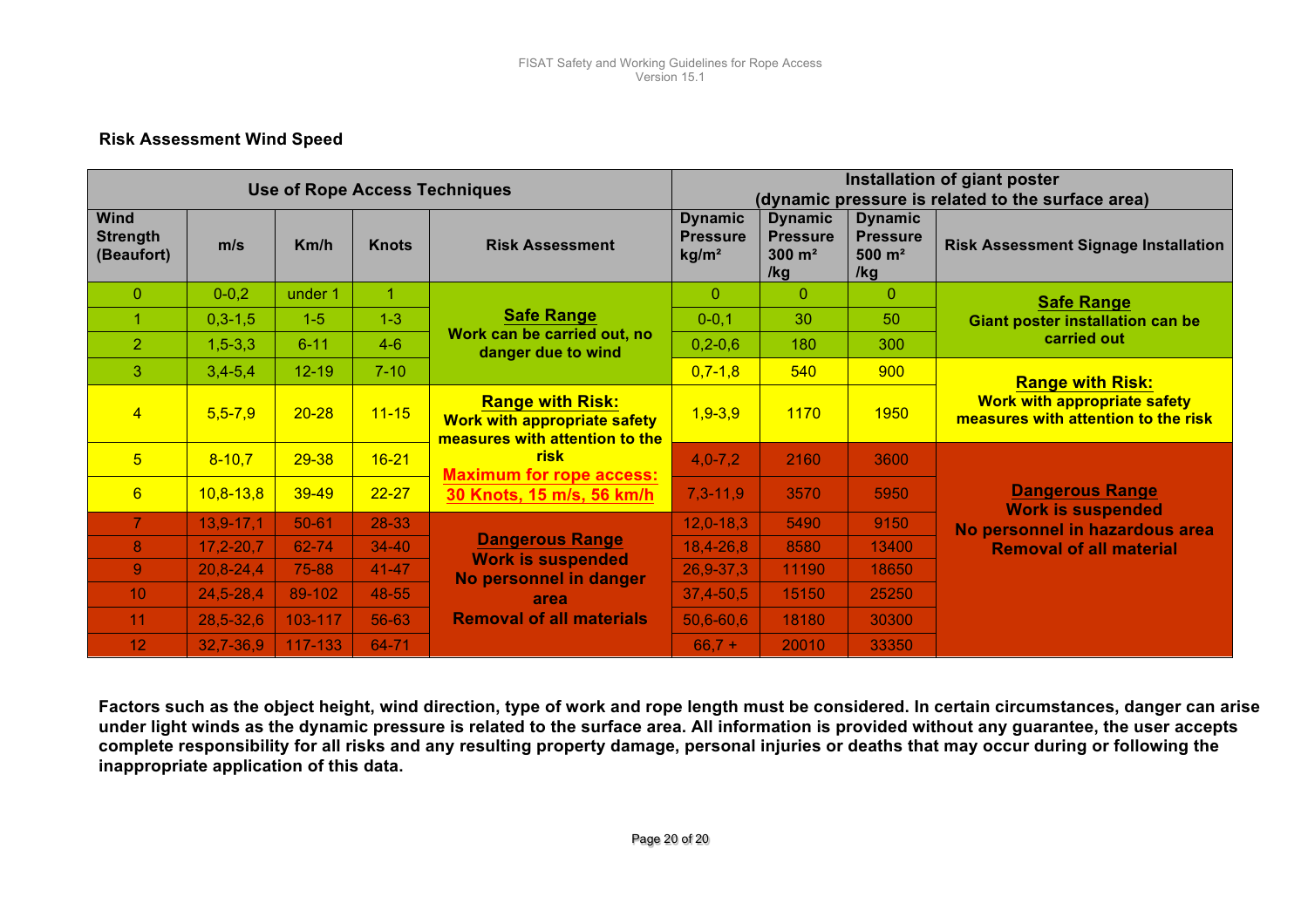**Risk Assessment Wind Speed**

| Use of Rope Access Techniques | | | | | Installation of giant poster (dynamic pressure is related to the surface area) | | | |
|---|---|---|---|---|---|---|---|---|
| **Wind Strength (Beaufort)** | **m/s** | **Km/h** | **Knots** | **Risk Assessment** | **Dynamic Pressure kg/m²** | **Dynamic Pressure 300 m² /kg** | **Dynamic Pressure 500 m² /kg** | **Risk Assessment Signage Installation** |
| 0 | 0-0,2 | under 1 | 1 | **Safe Range** Work can be carried out, no danger due to wind | 0 | 0 | 0 | **Safe Range** Giant poster installation can be carried out |
| 1 | 0,3-1,5 | 1-5 | 1-3 | | 0-0,1 | 30 | 50 | |
| 2 | 1,5-3,3 | 6-11 | 4-6 | | 0,2-0,6 | 180 | 300 | |
| 3 | 3,4-5,4 | 12-19 | 7-10 | | 0,7-1,8 | 540 | 900 | **Range with Risk:** Work with appropriate safety measures with attention to the risk |
| 4 | 5,5-7,9 | 20-28 | 11-15 | **Range with Risk:** Work with appropriate safety measures with attention to the risk **Maximum for rope access: 30 Knots, 15 m/s, 56 km/h** | 1,9-3,9 | 1170 | 1950 | |
| 5 | 8-10,7 | 29-38 | 16-21 | | 4,0-7,2 | 2160 | 3600 | **Dangerous Range** Work is suspended No personnel in hazardous area Removal of all material |
| 6 | 10,8-13,8 | 39-49 | 22-27 | | 7,3-11,9 | 3570 | 5950 | |
| 7 | 13,9-17,1 | 50-61 | 28-33 | **Dangerous Range** Work is suspended No personnel in danger area Removal of all materials | 12,0-18,3 | 5490 | 9150 | |
| 8 | 17,2-20,7 | 62-74 | 34-40 | | 18,4-26,8 | 8580 | 13400 | |
| 9 | 20,8-24,4 | 75-88 | 41-47 | | 26,9-37,3 | 11190 | 18650 | |
| 10 | 24,5-28,4 | 89-102 | 48-55 | | 37,4-50,5 | 15150 | 25250 | |
| 11 | 28,5-32,6 | 103-117 | 56-63 | | 50,6-60,6 | 18180 | 30300 | |
| 12 | 32,7-36,9 | 117-133 | 64-71 | | 66,7 + | 20010 | 33350 | |

**Factors such as the object height, wind direction, type of work and rope length must be considered. In certain circumstances, danger can arise under light winds as the dynamic pressure is related to the surface area. All information is provided without any guarantee, the user accepts complete responsibility for all risks and any resulting property damage, personal injuries or deaths that may occur during or following the inappropriate application of this data.**